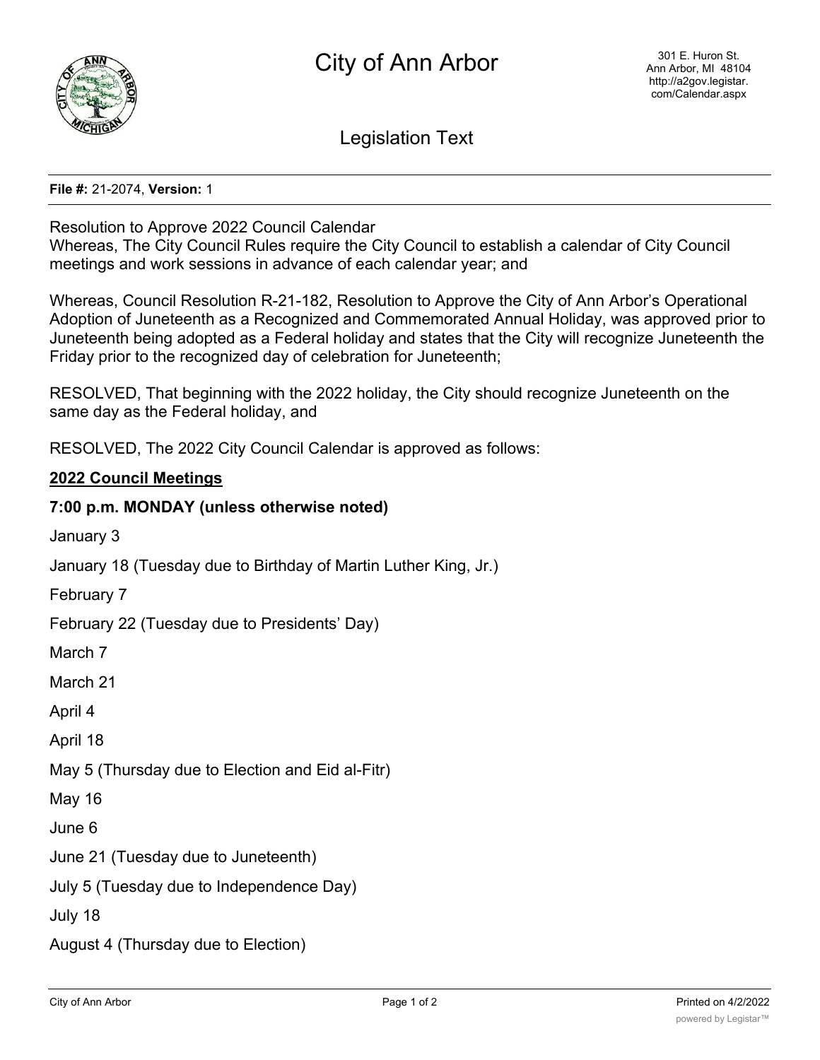# City of Ann Arbor

301 E. Huron St.
Ann Arbor, MI 48104
http://a2gov.legistar.com/Calendar.aspx

## Legislation Text

**File #:** 21-2074, **Version:** 1

Resolution to Approve 2022 Council Calendar

Whereas, The City Council Rules require the City Council to establish a calendar of City Council meetings and work sessions in advance of each calendar year; and

Whereas, Council Resolution R-21-182, Resolution to Approve the City of Ann Arbor's Operational Adoption of Juneteenth as a Recognized and Commemorated Annual Holiday, was approved prior to Juneteenth being adopted as a Federal holiday and states that the City will recognize Juneteenth the Friday prior to the recognized day of celebration for Juneteenth;

RESOLVED, That beginning with the 2022 holiday, the City should recognize Juneteenth on the same day as the Federal holiday, and

RESOLVED, The 2022 City Council Calendar is approved as follows:

**2022 Council Meetings**

**7:00 p.m. MONDAY (unless otherwise noted)**

January 3

January 18 (Tuesday due to Birthday of Martin Luther King, Jr.)

February 7

February 22 (Tuesday due to Presidents' Day)

March 7

March 21

April 4

April 18

May 5 (Thursday due to Election and Eid al-Fitr)

May 16

June 6

June 21 (Tuesday due to Juneteenth)

July 5 (Tuesday due to Independence Day)

July 18

August 4 (Thursday due to Election)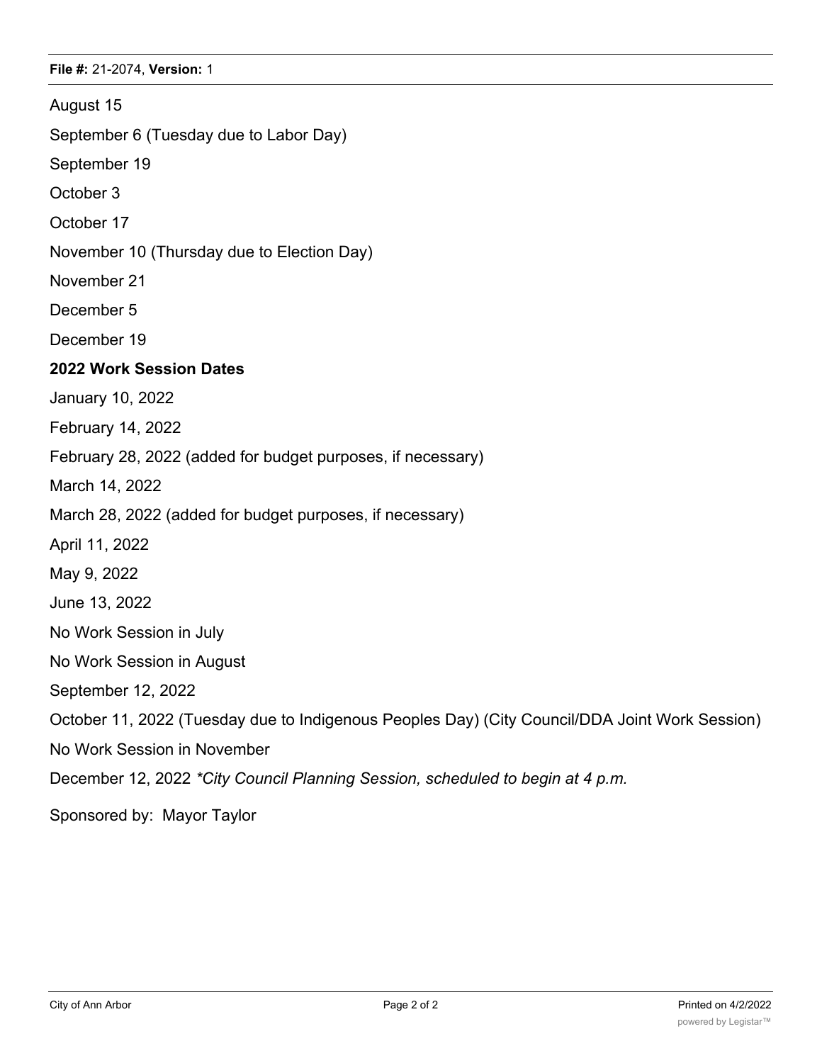August 15

September 6 (Tuesday due to Labor Day)

September 19

October 3

October 17

November 10 (Thursday due to Election Day)

November 21

December 5

December 19

**2022 Work Session Dates**

January 10, 2022

February 14, 2022

February 28, 2022 (added for budget purposes, if necessary)

March 14, 2022

March 28, 2022 (added for budget purposes, if necessary)

April 11, 2022

May 9, 2022

June 13, 2022

No Work Session in July

No Work Session in August

September 12, 2022

October 11, 2022 (Tuesday due to Indigenous Peoples Day) (City Council/DDA Joint Work Session)

No Work Session in November

December 12, 2022 *\*City Council Planning Session, scheduled to begin at 4 p.m.*

Sponsored by: Mayor Taylor